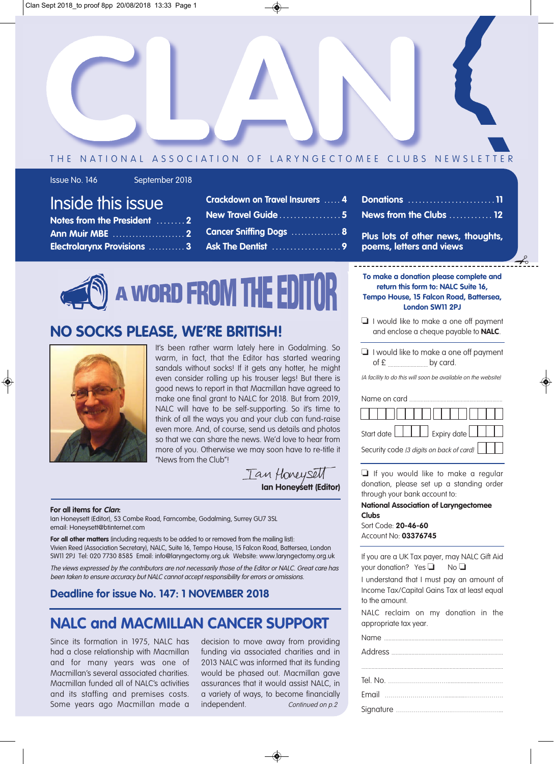# CLAN

THE NATIONAL ASSOCIATION OF LARYNGECTOMEE CLUBS NEWSLETTER

Issue No. 146 September 2018

## Inside this issue

- Notes from the President ........ 2
- Ann Muir MBE ........ 2
- Electrolarynx Provisions ........ 3
- Crackdown on Travel Insurers ........ 4
- New Travel Guide ........ 5
- Cancer Sniffing Dogs ........ 8
- Ask The Dentist ........ 9
- Donations ........ 11
- News from the Clubs ........ 12

Plus lots of other news, thoughts, poems, letters and views

# A WORD FROM THE EDITOR

## NO SOCKS PLEASE, WE'RE BRITISH!

It's been rather warm lately here in Godalming. So warm, in fact, that the Editor has started wearing sandals without socks! If it gets any hotter, he might even consider rolling up his trouser legs! But there is good news to report in that Macmillan have agreed to make one final grant to NALC for 2018. But from 2019, NALC will have to be self-supporting. So it's time to think of all the ways you and your club can fund-raise even more. And, of course, send us details and photos so that we can share the news. We'd love to hear from more of you. Otherwise we may soon have to re-title it "News from the Club"!

Ian Honeysett

**Ian Honeysett (Editor)**

**For all items for *Clan*:**
Ian Honeysett (Editor), 53 Combe Road, Farncombe, Godalming, Surrey GU7 3SL
email: Honeysett@btinternet.com

**For all other matters** (including requests to be added to or removed from the mailing list):
Vivien Reed (Association Secretary), NALC, Suite 16, Tempo House, 15 Falcon Road, Battersea, London SW11 2PJ Tel: 020 7730 8585 Email: info@laryngectomy.org.uk Website: www.laryngectomy.org.uk

*The views expressed by the contributors are not necessarily those of the Editor or NALC. Great care has been taken to ensure accuracy but NALC cannot accept responsibility for errors or omissions.*

### Deadline for issue No. 147: 1 NOVEMBER 2018

## NALC and MACMILLAN CANCER SUPPORT

Since its formation in 1975, NALC has had a close relationship with Macmillan and for many years was one of Macmillan's several associated charities. Macmillan funded all of NALC's activities and its staffing and premises costs. Some years ago Macmillan made a decision to move away from providing funding via associated charities and in 2013 NALC was informed that its funding would be phased out. Macmillan gave assurances that it would assist NALC, in a variety of ways, to become financially independent.

*Continued on p.2*

---

**To make a donation please complete and return this form to: NALC Suite 16, Tempo House, 15 Falcon Road, Battersea, London SW11 2PJ**

❑ I would like to make a one off payment and enclose a cheque payable to **NALC**.

❑ I would like to make a one off payment of £ .............. by card.

*(A facility to do this will soon be available on the website)*

Name on card ..............................

Start date ☐☐☐☐ Expiry date ☐☐☐☐

Security code *(3 digits on back of card)* ☐☐☐

❑ If you would like to make a regular donation, please set up a standing order through your bank account to:

**National Association of Laryngectomee Clubs**
Sort Code: **20-46-60**
Account No: **03376745**

If you are a UK Tax payer, may NALC Gift Aid your donation? Yes ❑ No ❑

I understand that I must pay an amount of Income Tax/Capital Gains Tax at least equal to the amount.

NALC reclaim on my donation in the appropriate tax year.

Name ..............................

Address ..............................

..............................

Tel. No. ..............................

Email ..............................

Signature ..............................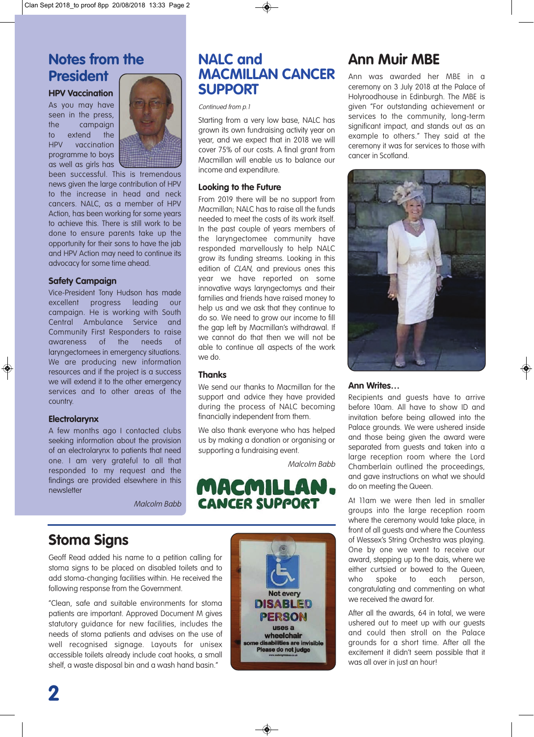## Notes from the President

### HPV Vaccination

As you may have seen in the press, the campaign to extend the HPV vaccination programme to boys as well as girls has been successful. This is tremendous news given the large contribution of HPV to the increase in head and neck cancers. NALC, as a member of HPV Action, has been working for some years to achieve this. There is still work to be done to ensure parents take up the opportunity for their sons to have the jab and HPV Action may need to continue its advocacy for some time ahead.

### Safety Campaign

Vice-President Tony Hudson has made excellent progress leading our campaign. He is working with South Central Ambulance Service and Community First Responders to raise awareness of the needs of laryngectomees in emergency situations. We are producing new information resources and if the project is a success we will extend it to the other emergency services and to other areas of the country.

### Electrolarynx

A few months ago I contacted clubs seeking information about the provision of an electrolarynx to patients that need one. I am very grateful to all that responded to my request and the findings are provided elsewhere in this newsletter

*Malcolm Babb*

## NALC and MACMILLAN CANCER SUPPORT

*Continued from p.1*

Starting from a very low base, NALC has grown its own fundraising activity year on year, and we expect that in 2018 we will cover 75% of our costs. A final grant from Macmillan will enable us to balance our income and expenditure.

### Looking to the Future

From 2019 there will be no support from Macmillan; NALC has to raise all the funds needed to meet the costs of its work itself. In the past couple of years members of the laryngectomee community have responded marvellously to help NALC grow its funding streams. Looking in this edition of *CLAN*, and previous ones this year we have reported on some innovative ways laryngectomys and their families and friends have raised money to help us and we ask that they continue to do so. We need to grow our income to fill the gap left by Macmillan's withdrawal. If we cannot do that then we will not be able to continue all aspects of the work we do.

### Thanks

We send our thanks to Macmillan for the support and advice they have provided during the process of NALC becoming financially independent from them.

We also thank everyone who has helped us by making a donation or organising or supporting a fundraising event.

*Malcolm Babb*

MACMILLAN. CANCER SUPPORT

## Ann Muir MBE

Ann was awarded her MBE in a ceremony on 3 July 2018 at the Palace of Holyroodhouse in Edinburgh. The MBE is given "For outstanding achievement or services to the community, long-term significant impact, and stands out as an example to others." They said at the ceremony it was for services to those with cancer in Scotland.

### Ann Writes…

Recipients and guests have to arrive before 10am. All have to show ID and invitation before being allowed into the Palace grounds. We were ushered inside and those being given the award were separated from guests and taken into a large reception room where the Lord Chamberlain outlined the proceedings, and gave instructions on what we should do on meeting the Queen.

At 11am we were then led in smaller groups into the large reception room where the ceremony would take place, in front of all guests and where the Countess of Wessex's String Orchestra was playing. One by one we went to receive our award, stepping up to the dais, where we either curtsied or bowed to the Queen, who spoke to each person, congratulating and commenting on what we received the award for.

After all the awards, 64 in total, we were ushered out to meet up with our guests and could then stroll on the Palace grounds for a short time. After all the excitement it didn't seem possible that it was all over in just an hour!

## Stoma Signs

Geoff Read added his name to a petition calling for stoma signs to be placed on disabled toilets and to add stoma-changing facilities within. He received the following response from the Government.

"Clean, safe and suitable environments for stoma patients are important. Approved Document M gives statutory guidance for new facilities, includes the needs of stoma patients and advises on the use of well recognised signage. Layouts for unisex accessible toilets already include coat hooks, a small shelf, a waste disposal bin and a wash hand basin."

Not every DISABLED PERSON uses a wheelchair
some disabilities are invisible
Please do not judge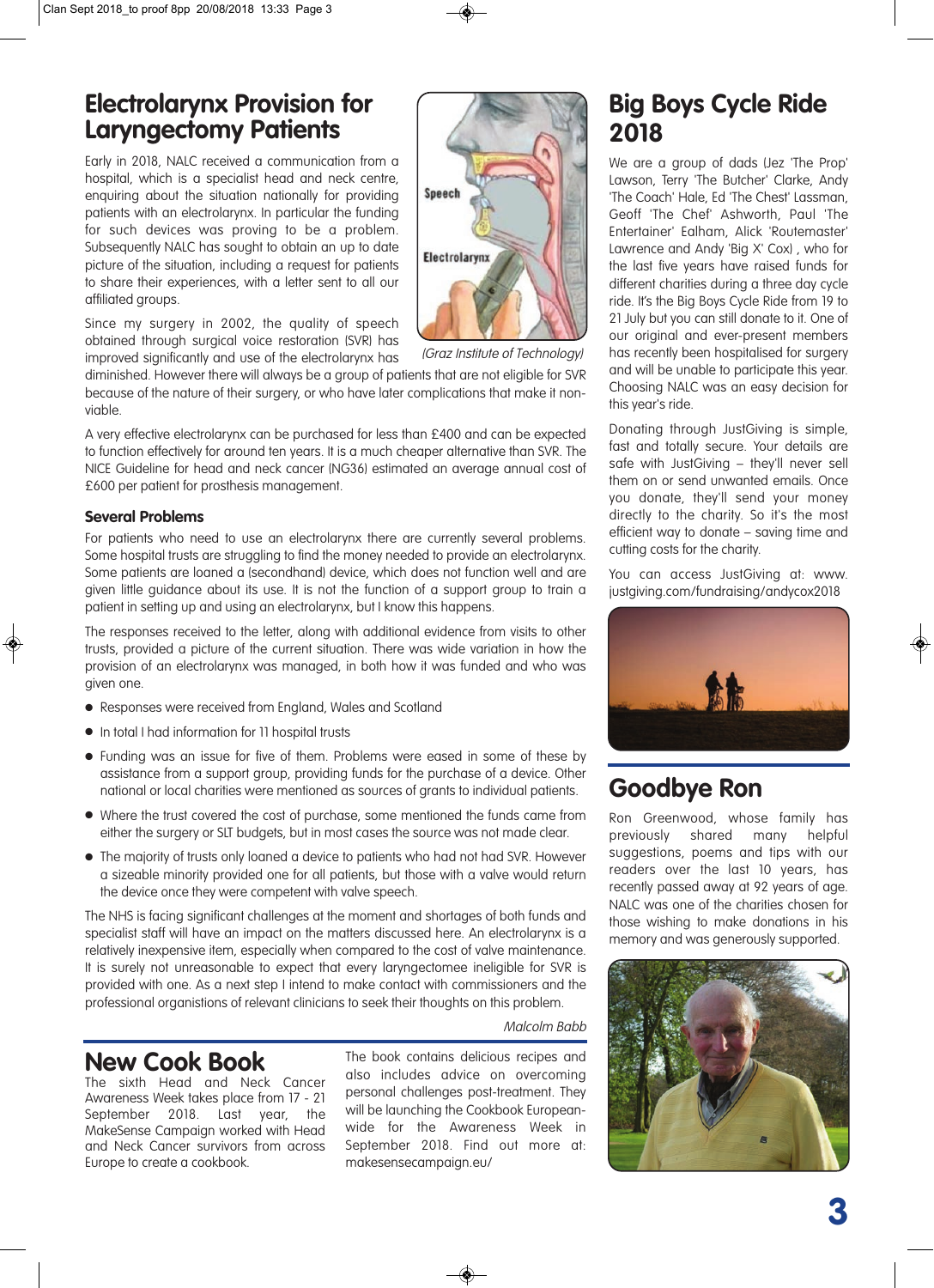## Electrolarynx Provision for Laryngectomy Patients

Early in 2018, NALC received a communication from a hospital, which is a specialist head and neck centre, enquiring about the situation nationally for providing patients with an electrolarynx. In particular the funding for such devices was proving to be a problem. Subsequently NALC has sought to obtain an up to date picture of the situation, including a request for patients to share their experiences, with a letter sent to all our affiliated groups.

Since my surgery in 2002, the quality of speech obtained through surgical voice restoration (SVR) has improved significantly and use of the electrolarynx has diminished. However there will always be a group of patients that are not eligible for SVR because of the nature of their surgery, or who have later complications that make it non-viable.

Speech

Electrolarynx

*(Graz Institute of Technology)*

A very effective electrolarynx can be purchased for less than £400 and can be expected to function effectively for around ten years. It is a much cheaper alternative than SVR. The NICE Guideline for head and neck cancer (NG36) estimated an average annual cost of £600 per patient for prosthesis management.

### Several Problems

For patients who need to use an electrolarynx there are currently several problems. Some hospital trusts are struggling to find the money needed to provide an electrolarynx. Some patients are loaned a (secondhand) device, which does not function well and are given little guidance about its use. It is not the function of a support group to train a patient in setting up and using an electrolarynx, but I know this happens.

The responses received to the letter, along with additional evidence from visits to other trusts, provided a picture of the current situation. There was wide variation in how the provision of an electrolarynx was managed, in both how it was funded and who was given one.

- Responses were received from England, Wales and Scotland
- In total I had information for 11 hospital trusts
- Funding was an issue for five of them. Problems were eased in some of these by assistance from a support group, providing funds for the purchase of a device. Other national or local charities were mentioned as sources of grants to individual patients.
- Where the trust covered the cost of purchase, some mentioned the funds came from either the surgery or SLT budgets, but in most cases the source was not made clear.
- The majority of trusts only loaned a device to patients who had not had SVR. However a sizeable minority provided one for all patients, but those with a valve would return the device once they were competent with valve speech.

The NHS is facing significant challenges at the moment and shortages of both funds and specialist staff will have an impact on the matters discussed here. An electrolarynx is a relatively inexpensive item, especially when compared to the cost of valve maintenance. It is surely not unreasonable to expect that every laryngectomee ineligible for SVR is provided with one. As a next step I intend to make contact with commissioners and the professional organistions of relevant clinicians to seek their thoughts on this problem.

*Malcolm Babb*

## New Cook Book

The sixth Head and Neck Cancer Awareness Week takes place from 17 - 21 September 2018. Last year, the MakeSense Campaign worked with Head and Neck Cancer survivors from across Europe to create a cookbook.

The book contains delicious recipes and also includes advice on overcoming personal challenges post-treatment. They will be launching the Cookbook European-wide for the Awareness Week in September 2018. Find out more at: makesensecampaign.eu/

## Big Boys Cycle Ride 2018

We are a group of dads (Jez 'The Prop' Lawson, Terry 'The Butcher' Clarke, Andy 'The Coach' Hale, Ed 'The Chest' Lassman, Geoff 'The Chef' Ashworth, Paul 'The Entertainer' Ealham, Alick 'Routemaster' Lawrence and Andy 'Big X' Cox) , who for the last five years have raised funds for different charities during a three day cycle ride. It's the Big Boys Cycle Ride from 19 to 21 July but you can still donate to it. One of our original and ever-present members has recently been hospitalised for surgery and will be unable to participate this year. Choosing NALC was an easy decision for this year's ride.

Donating through JustGiving is simple, fast and totally secure. Your details are safe with JustGiving – they'll never sell them on or send unwanted emails. Once you donate, they'll send your money directly to the charity. So it's the most efficient way to donate – saving time and cutting costs for the charity.

You can access JustGiving at: www.justgiving.com/fundraising/andycox2018

## Goodbye Ron

Ron Greenwood, whose family has previously shared many helpful suggestions, poems and tips with our readers over the last 10 years, has recently passed away at 92 years of age. NALC was one of the charities chosen for those wishing to make donations in his memory and was generously supported.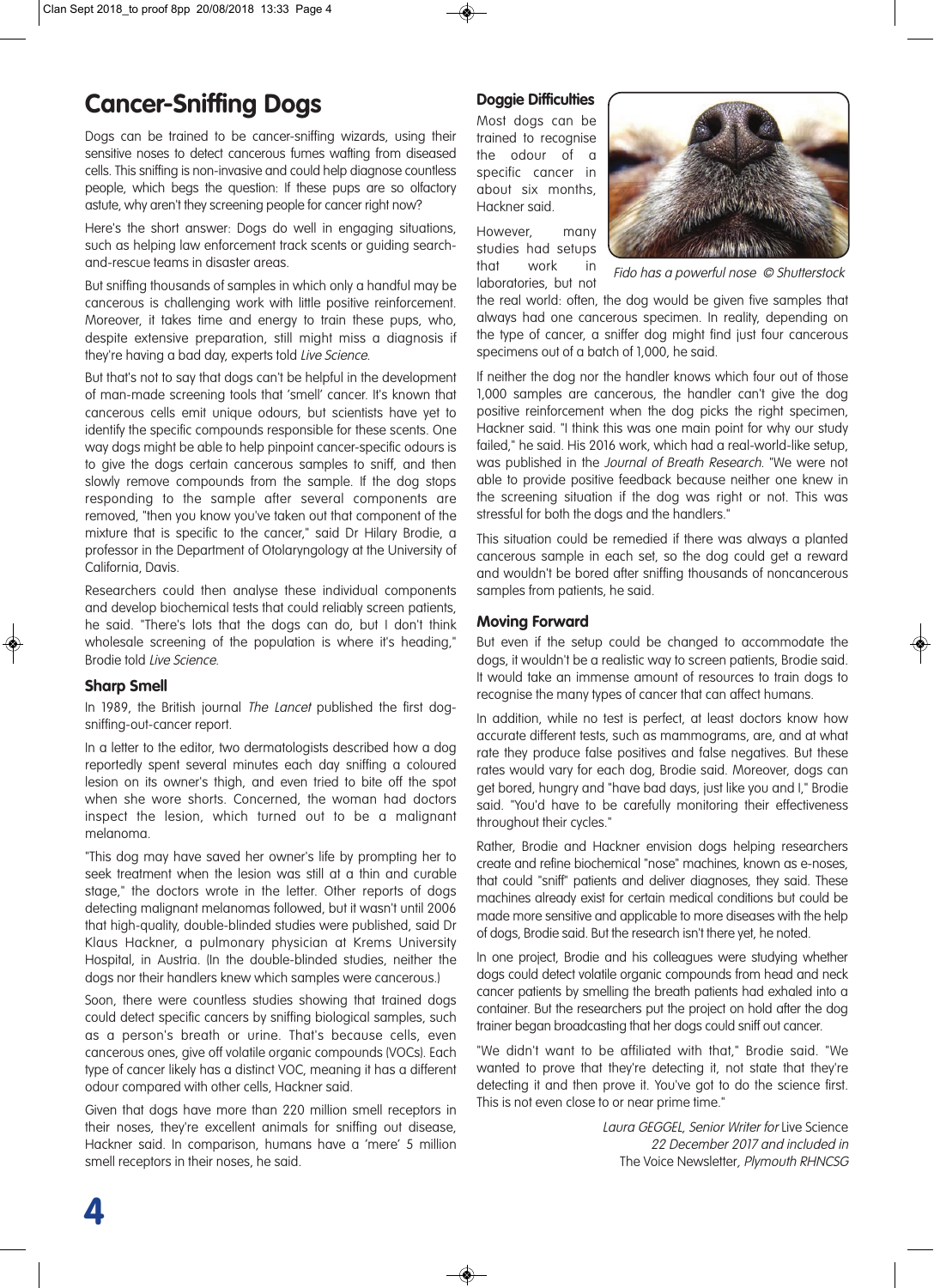# Cancer-Sniffing Dogs

Dogs can be trained to be cancer-sniffing wizards, using their sensitive noses to detect cancerous fumes wafting from diseased cells. This sniffing is non-invasive and could help diagnose countless people, which begs the question: If these pups are so olfactory astute, why aren't they screening people for cancer right now?

Here's the short answer: Dogs do well in engaging situations, such as helping law enforcement track scents or guiding search-and-rescue teams in disaster areas.

But sniffing thousands of samples in which only a handful may be cancerous is challenging work with little positive reinforcement. Moreover, it takes time and energy to train these pups, who, despite extensive preparation, still might miss a diagnosis if they're having a bad day, experts told *Live Science*.

But that's not to say that dogs can't be helpful in the development of man-made screening tools that 'smell' cancer. It's known that cancerous cells emit unique odours, but scientists have yet to identify the specific compounds responsible for these scents. One way dogs might be able to help pinpoint cancer-specific odours is to give the dogs certain cancerous samples to sniff, and then slowly remove compounds from the sample. If the dog stops responding to the sample after several components are removed, "then you know you've taken out that component of the mixture that is specific to the cancer," said Dr Hilary Brodie, a professor in the Department of Otolaryngology at the University of California, Davis.

Researchers could then analyse these individual components and develop biochemical tests that could reliably screen patients, he said. "There's lots that the dogs can do, but I don't think wholesale screening of the population is where it's heading," Brodie told *Live Science*.

## Sharp Smell

In 1989, the British journal *The Lancet* published the first dog-sniffing-out-cancer report.

In a letter to the editor, two dermatologists described how a dog reportedly spent several minutes each day sniffing a coloured lesion on its owner's thigh, and even tried to bite off the spot when she wore shorts. Concerned, the woman had doctors inspect the lesion, which turned out to be a malignant melanoma.

"This dog may have saved her owner's life by prompting her to seek treatment when the lesion was still at a thin and curable stage," the doctors wrote in the letter. Other reports of dogs detecting malignant melanomas followed, but it wasn't until 2006 that high-quality, double-blinded studies were published, said Dr Klaus Hackner, a pulmonary physician at Krems University Hospital, in Austria. (In the double-blinded studies, neither the dogs nor their handlers knew which samples were cancerous.)

Soon, there were countless studies showing that trained dogs could detect specific cancers by sniffing biological samples, such as a person's breath or urine. That's because cells, even cancerous ones, give off volatile organic compounds (VOCs). Each type of cancer likely has a distinct VOC, meaning it has a different odour compared with other cells, Hackner said.

Given that dogs have more than 220 million smell receptors in their noses, they're excellent animals for sniffing out disease, Hackner said. In comparison, humans have a 'mere' 5 million smell receptors in their noses, he said.

## Doggie Difficulties

Most dogs can be trained to recognise the odour of a specific cancer in about six months, Hackner said.

*Fido has a powerful nose © Shutterstock*

However, many studies had setups that work in laboratories, but not the real world: often, the dog would be given five samples that always had one cancerous specimen. In reality, depending on the type of cancer, a sniffer dog might find just four cancerous specimens out of a batch of 1,000, he said.

If neither the dog nor the handler knows which four out of those 1,000 samples are cancerous, the handler can't give the dog positive reinforcement when the dog picks the right specimen, Hackner said. "I think this was one main point for why our study failed," he said. His 2016 work, which had a real-world-like setup, was published in the *Journal of Breath Research*. "We were not able to provide positive feedback because neither one knew in the screening situation if the dog was right or not. This was stressful for both the dogs and the handlers."

This situation could be remedied if there was always a planted cancerous sample in each set, so the dog could get a reward and wouldn't be bored after sniffing thousands of noncancerous samples from patients, he said.

## Moving Forward

But even if the setup could be changed to accommodate the dogs, it wouldn't be a realistic way to screen patients, Brodie said. It would take an immense amount of resources to train dogs to recognise the many types of cancer that can affect humans.

In addition, while no test is perfect, at least doctors know how accurate different tests, such as mammograms, are, and at what rate they produce false positives and false negatives. But these rates would vary for each dog, Brodie said. Moreover, dogs can get bored, hungry and "have bad days, just like you and I," Brodie said. "You'd have to be carefully monitoring their effectiveness throughout their cycles."

Rather, Brodie and Hackner envision dogs helping researchers create and refine biochemical "nose" machines, known as e-noses, that could "sniff" patients and deliver diagnoses, they said. These machines already exist for certain medical conditions but could be made more sensitive and applicable to more diseases with the help of dogs, Brodie said. But the research isn't there yet, he noted.

In one project, Brodie and his colleagues were studying whether dogs could detect volatile organic compounds from head and neck cancer patients by smelling the breath patients had exhaled into a container. But the researchers put the project on hold after the dog trainer began broadcasting that her dogs could sniff out cancer.

"We didn't want to be affiliated with that," Brodie said. "We wanted to prove that they're detecting it, not state that they're detecting it and then prove it. You've got to do the science first. This is not even close to or near prime time."

*Laura GEGGEL, Senior Writer for* Live Science
*22 December 2017 and included in*
The Voice Newsletter, *Plymouth RHNCSG*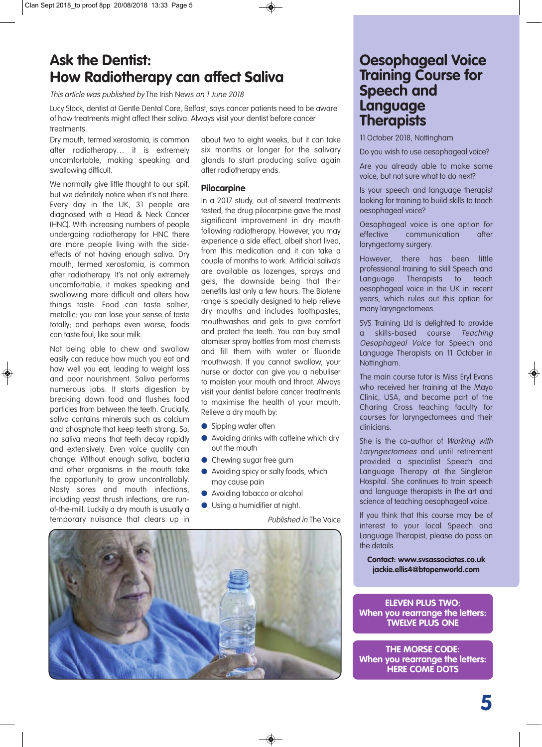# Ask the Dentist: How Radiotherapy can affect Saliva

*This article was published by* The Irish News *on 1 June 2018*

Lucy Stock, dentist at Gentle Dental Care, Belfast, says cancer patients need to be aware of how treatments might affect their saliva. Always visit your dentist before cancer treatments.

Dry mouth, termed xerostomia, is common after radiotherapy… it is extremely uncomfortable, making speaking and swallowing difficult.

We normally give little thought to our spit, but we definitely notice when it's not there. Every day in the UK, 31 people are diagnosed with a Head & Neck Cancer (HNC). With increasing numbers of people undergoing radiotherapy for HNC there are more people living with the side-effects of not having enough saliva. Dry mouth, termed xerostomia, is common after radiotherapy. It's not only extremely uncomfortable, it makes speaking and swallowing more difficult and alters how things taste. Food can taste saltier, metallic; you can lose your sense of taste totally; and perhaps even worse, foods can taste foul, like sour milk.

Not being able to chew and swallow easily can reduce how much you eat and how well you eat, leading to weight loss and poor nourishment. Saliva performs numerous jobs. It starts digestion by breaking down food and flushes food particles from between the teeth. Crucially, saliva contains minerals such as calcium and phosphate that keep teeth strong. So, no saliva means that teeth decay rapidly and extensively. Even voice quality can change. Without enough saliva, bacteria and other organisms in the mouth take the opportunity to grow uncontrollably. Nasty sores and mouth infections, including yeast thrush infections, are run-of-the-mill. Luckily a dry mouth is usually a temporary nuisance that clears up in about two to eight weeks, but it can take six months or longer for the salivary glands to start producing saliva again after radiotherapy ends.

### Pilocarpine

In a 2017 study, out of several treatments tested, the drug pilocarpine gave the most significant improvement in dry mouth following radiotherapy. However, you may experience a side effect, albeit short lived, from this medication and it can take a couple of months to work. Artificial saliva's are available as lozenges, sprays and gels, the downside being that their benefits last only a few hours. The Biotene range is specially designed to help relieve dry mouths and includes toothpastes, mouthwashes and gels to give comfort and protect the teeth. You can buy small atomiser spray bottles from most chemists and fill them with water or fluoride mouthwash. If you cannot swallow, your nurse or doctor can give you a nebuliser to moisten your mouth and throat. Always visit your dentist before cancer treatments to maximise the health of your mouth. Relieve a dry mouth by:

- Sipping water often
- Avoiding drinks with caffeine which dry out the mouth
- Chewing sugar free gum
- Avoiding spicy or salty foods, which may cause pain
- Avoiding tobacco or alcohol
- Using a humidifier at night.

*Published in* The Voice

# Oesophageal Voice Training Course for Speech and Language Therapists

11 October 2018, Nottingham

Do you wish to use oesophageal voice?

Are you already able to make some voice, but not sure what to do next?

Is your speech and language therapist looking for training to build skills to teach oesophageal voice?

Oesophageal voice is one option for effective communication after laryngectomy surgery.

However, there has been little professional training to skill Speech and Language Therapists to teach oesophageal voice in the UK in recent years, which rules out this option for many laryngectomees.

SVS Training Ltd is delighted to provide a skills-based course *Teaching Oesophageal Voice* for Speech and Language Therapists on 11 October in Nottingham.

The main course tutor is Miss Eryl Evans who received her training at the Mayo Clinic, USA, and became part of the Charing Cross teaching faculty for courses for laryngectomees and their clinicians.

She is the co-author of *Working with Laryngectomees* and until retirement provided a specialist Speech and Language Therapy at the Singleton Hospital. She continues to train speech and language therapists in the art and science of teaching oesophageal voice.

If you think that this course may be of interest to your local Speech and Language Therapist, please do pass on the details.

**Contact: www.svsassociates.co.uk**
**jackie.ellis4@btopenworld.com**

**ELEVEN PLUS TWO:**
**When you rearrange the letters:**
**TWELVE PLUS ONE**

**THE MORSE CODE:**
**When you rearrange the letters:**
**HERE COME DOTS**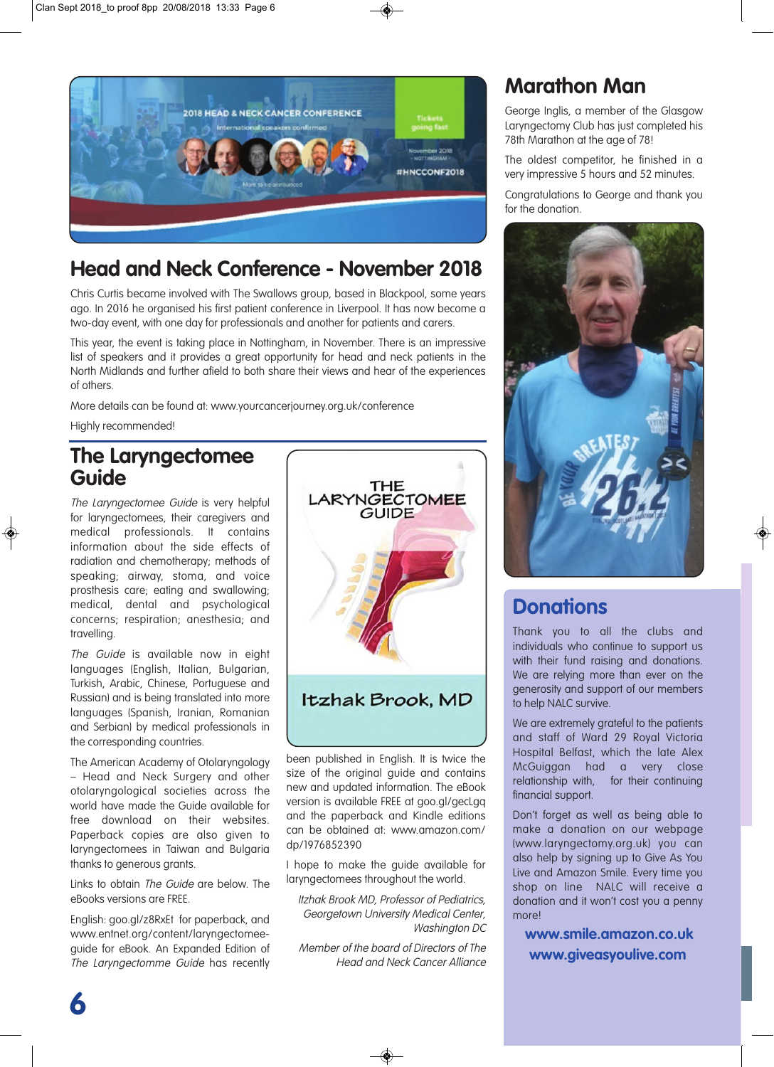## Head and Neck Conference - November 2018

Chris Curtis became involved with The Swallows group, based in Blackpool, some years ago. In 2016 he organised his first patient conference in Liverpool. It has now become a two-day event, with one day for professionals and another for patients and carers.

This year, the event is taking place in Nottingham, in November. There is an impressive list of speakers and it provides a great opportunity for head and neck patients in the North Midlands and further afield to both share their views and hear of the experiences of others.

More details can be found at: www.yourcancerjourney.org.uk/conference

Highly recommended!

## The Laryngectomee Guide

*The Laryngectomee Guide* is very helpful for laryngectomees, their caregivers and medical professionals. It contains information about the side effects of radiation and chemotherapy; methods of speaking; airway, stoma, and voice prosthesis care; eating and swallowing; medical, dental and psychological concerns; respiration; anesthesia; and travelling.

*The Guide* is available now in eight languages (English, Italian, Bulgarian, Turkish, Arabic, Chinese, Portuguese and Russian) and is being translated into more languages (Spanish, Iranian, Romanian and Serbian) by medical professionals in the corresponding countries.

The American Academy of Otolaryngology – Head and Neck Surgery and other otolaryngological societies across the world have made the Guide available for free download on their websites. Paperback copies are also given to laryngectomees in Taiwan and Bulgaria thanks to generous grants.

Links to obtain *The Guide* are below. The eBooks versions are FREE.

English: goo.gl/z8RxEt for paperback, and www.entnet.org/content/laryngectomee-guide for eBook. An Expanded Edition of *The Laryngectomme Guide* has recently been published in English. It is twice the size of the original guide and contains new and updated information. The eBook version is available FREE at goo.gl/gecLgq and the paperback and Kindle editions can be obtained at: www.amazon.com/dp/1976852390

I hope to make the guide available for laryngectomees throughout the world.

*Itzhak Brook MD, Professor of Pediatrics, Georgetown University Medical Center, Washington DC*

*Member of the board of Directors of The Head and Neck Cancer Alliance*

## Marathon Man

George Inglis, a member of the Glasgow Laryngectomy Club has just completed his 78th Marathon at the age of 78!

The oldest competitor, he finished in a very impressive 5 hours and 52 minutes.

Congratulations to George and thank you for the donation.

## Donations

Thank you to all the clubs and individuals who continue to support us with their fund raising and donations. We are relying more than ever on the generosity and support of our members to help NALC survive.

We are extremely grateful to the patients and staff of Ward 29 Royal Victoria Hospital Belfast, which the late Alex McGuiggan had a very close relationship with, for their continuing financial support.

Don't forget as well as being able to make a donation on our webpage (www.laryngectomy.org.uk) you can also help by signing up to Give As You Live and Amazon Smile. Every time you shop on line NALC will receive a donation and it won't cost you a penny more!

**www.smile.amazon.co.uk**
**www.giveasyoulive.com**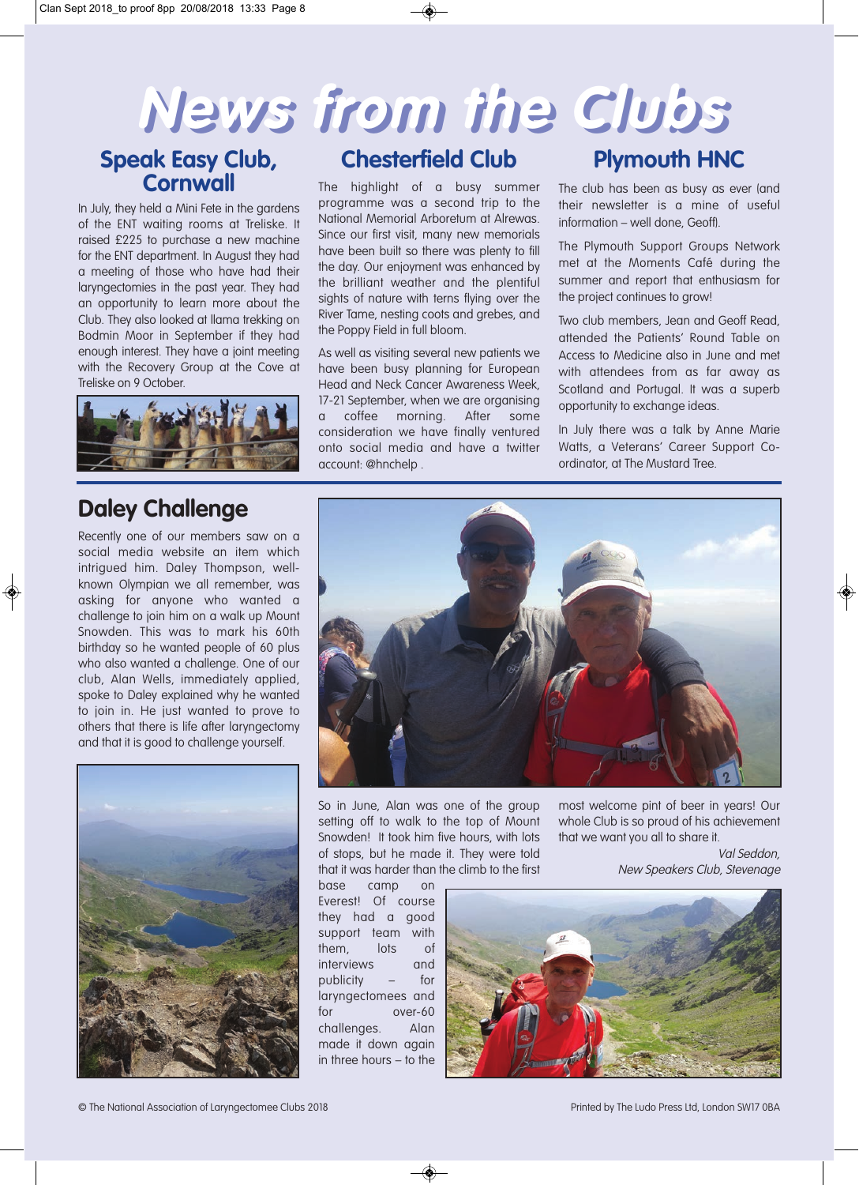# News from the Clubs

## Speak Easy Club, Cornwall

In July, they held a Mini Fete in the gardens of the ENT waiting rooms at Treliske. It raised £225 to purchase a new machine for the ENT department. In August they had a meeting of those who have had their laryngectomies in the past year. They had an opportunity to learn more about the Club. They also looked at llama trekking on Bodmin Moor in September if they had enough interest. They have a joint meeting with the Recovery Group at the Cove at Treliske on 9 October.

## Chesterfield Club

The highlight of a busy summer programme was a second trip to the National Memorial Arboretum at Alrewas. Since our first visit, many new memorials have been built so there was plenty to fill the day. Our enjoyment was enhanced by the brilliant weather and the plentiful sights of nature with terns flying over the River Tame, nesting coots and grebes, and the Poppy Field in full bloom.

As well as visiting several new patients we have been busy planning for European Head and Neck Cancer Awareness Week, 17-21 September, when we are organising a coffee morning. After some consideration we have finally ventured onto social media and have a twitter account: @hncihelp .

## Plymouth HNC

The club has been as busy as ever (and their newsletter is a mine of useful information – well done, Geoff).

The Plymouth Support Groups Network met at the Moments Café during the summer and report that enthusiasm for the project continues to grow!

Two club members, Jean and Geoff Read, attended the Patients' Round Table on Access to Medicine also in June and met with attendees from as far away as Scotland and Portugal. It was a superb opportunity to exchange ideas.

In July there was a talk by Anne Marie Watts, a Veterans' Career Support Co-ordinator, at The Mustard Tree.

## Daley Challenge

Recently one of our members saw on a social media website an item which intrigued him. Daley Thompson, well-known Olympian we all remember, was asking for anyone who wanted a challenge to join him on a walk up Mount Snowden. This was to mark his 60th birthday so he wanted people of 60 plus who also wanted a challenge. One of our club, Alan Wells, immediately applied, spoke to Daley explained why he wanted to join in. He just wanted to prove to others that there is life after laryngectomy and that it is good to challenge yourself.

So in June, Alan was one of the group setting off to walk to the top of Mount Snowden! It took him five hours, with lots of stops, but he made it. They were told that it was harder than the climb to the first base camp on Everest! Of course they had a good support team with them, lots of interviews and publicity – for laryngectomees and for over-60 challenges. Alan made it down again in three hours – to the most welcome pint of beer in years! Our whole Club is so proud of his achievement that we want you all to share it.

*Val Seddon,*
*New Speakers Club, Stevenage*

© The National Association of Laryngectomee Clubs 2018

Printed by The Ludo Press Ltd, London SW17 0BA